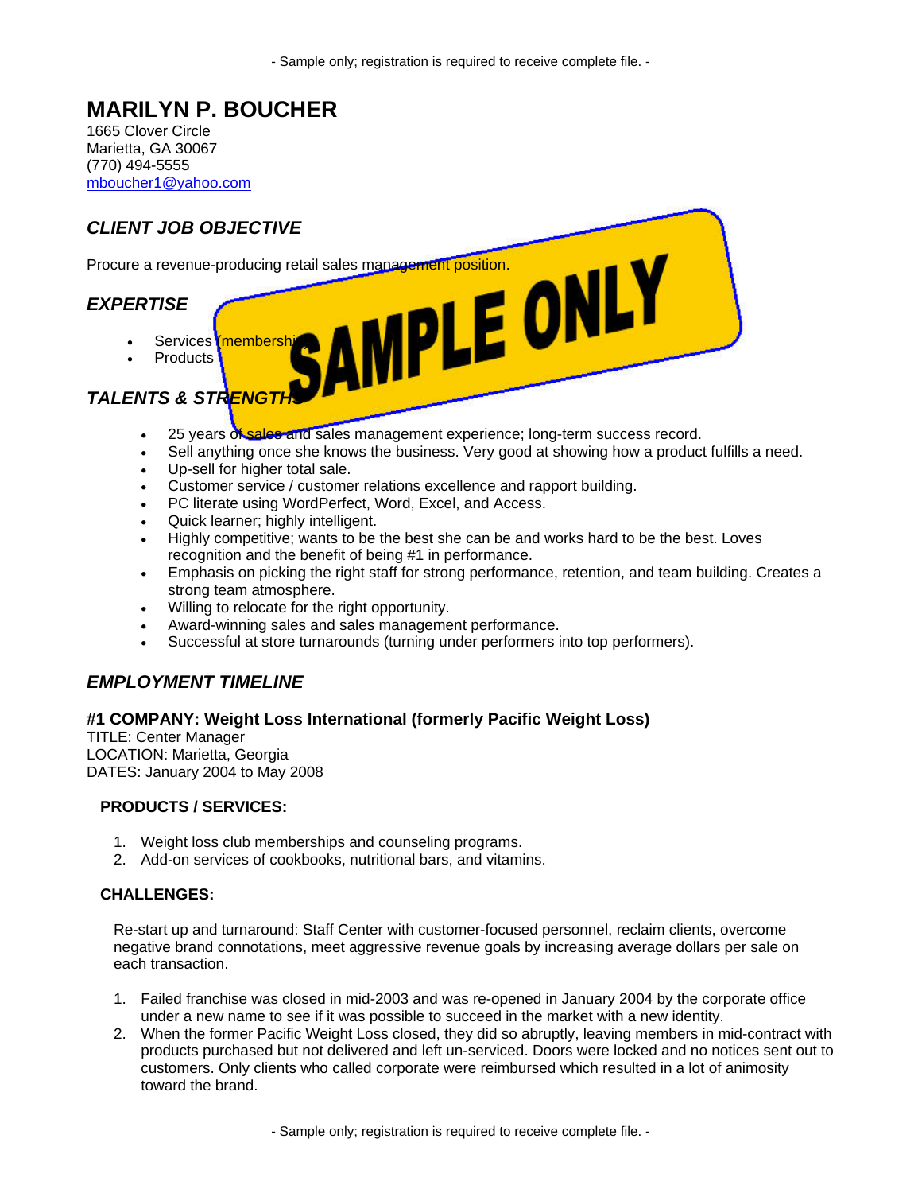# MARILYN P. BOUCHER

1665 Clover Circle
Marietta, GA 30067
(770) 494-5555
mboucher1@yahoo.com

## *CLIENT JOB OBJECTIVE*

Procure a revenue-producing retail sales management position.

## *EXPERTISE*

- Services (membershi...
- Products

## *TALENTS & STRENGTHS*

- 25 years of sales and sales management experience; long-term success record.
- Sell anything once she knows the business. Very good at showing how a product fulfills a need.
- Up-sell for higher total sale.
- Customer service / customer relations excellence and rapport building.
- PC literate using WordPerfect, Word, Excel, and Access.
- Quick learner; highly intelligent.
- Highly competitive; wants to be the best she can be and works hard to be the best. Loves recognition and the benefit of being #1 in performance.
- Emphasis on picking the right staff for strong performance, retention, and team building. Creates a strong team atmosphere.
- Willing to relocate for the right opportunity.
- Award-winning sales and sales management performance.
- Successful at store turnarounds (turning under performers into top performers).

## *EMPLOYMENT TIMELINE*

**#1 COMPANY: Weight Loss International (formerly Pacific Weight Loss)**
TITLE: Center Manager
LOCATION: Marietta, Georgia
DATES: January 2004 to May 2008

**PRODUCTS / SERVICES:**

1. Weight loss club memberships and counseling programs.
2. Add-on services of cookbooks, nutritional bars, and vitamins.

**CHALLENGES:**

Re-start up and turnaround: Staff Center with customer-focused personnel, reclaim clients, overcome negative brand connotations, meet aggressive revenue goals by increasing average dollars per sale on each transaction.

1. Failed franchise was closed in mid-2003 and was re-opened in January 2004 by the corporate office under a new name to see if it was possible to succeed in the market with a new identity.
2. When the former Pacific Weight Loss closed, they did so abruptly, leaving members in mid-contract with products purchased but not delivered and left un-serviced. Doors were locked and no notices sent out to customers. Only clients who called corporate were reimbursed which resulted in a lot of animosity toward the brand.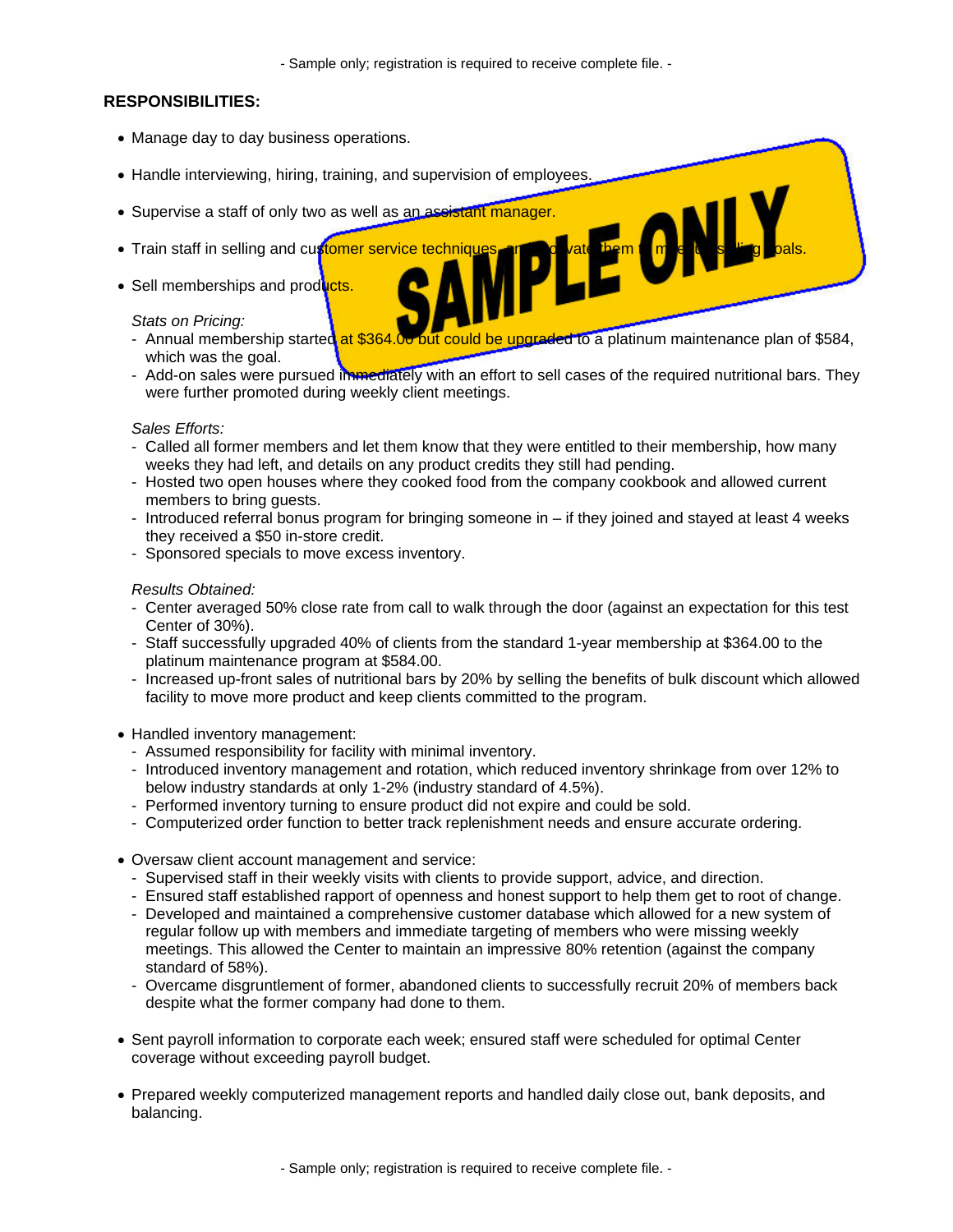**RESPONSIBILITIES:**

- Manage day to day business operations.
- Handle interviewing, hiring, training, and supervision of employees.
- Supervise a staff of only two as well as an assistant manager.
- Train staff in selling and customer service techniques, and motivate them to meet their selling goals.
- Sell memberships and products.

  *Stats on Pricing:*
  - Annual membership started at $364.00 but could be upgraded to a platinum maintenance plan of $584, which was the goal.
  - Add-on sales were pursued immediately with an effort to sell cases of the required nutritional bars. They were further promoted during weekly client meetings.

  *Sales Efforts:*
  - Called all former members and let them know that they were entitled to their membership, how many weeks they had left, and details on any product credits they still had pending.
  - Hosted two open houses where they cooked food from the company cookbook and allowed current members to bring guests.
  - Introduced referral bonus program for bringing someone in – if they joined and stayed at least 4 weeks they received a $50 in-store credit.
  - Sponsored specials to move excess inventory.

  *Results Obtained:*
  - Center averaged 50% close rate from call to walk through the door (against an expectation for this test Center of 30%).
  - Staff successfully upgraded 40% of clients from the standard 1-year membership at $364.00 to the platinum maintenance program at $584.00.
  - Increased up-front sales of nutritional bars by 20% by selling the benefits of bulk discount which allowed facility to move more product and keep clients committed to the program.

- Handled inventory management:
  - Assumed responsibility for facility with minimal inventory.
  - Introduced inventory management and rotation, which reduced inventory shrinkage from over 12% to below industry standards at only 1-2% (industry standard of 4.5%).
  - Performed inventory turning to ensure product did not expire and could be sold.
  - Computerized order function to better track replenishment needs and ensure accurate ordering.

- Oversaw client account management and service:
  - Supervised staff in their weekly visits with clients to provide support, advice, and direction.
  - Ensured staff established rapport of openness and honest support to help them get to root of change.
  - Developed and maintained a comprehensive customer database which allowed for a new system of regular follow up with members and immediate targeting of members who were missing weekly meetings. This allowed the Center to maintain an impressive 80% retention (against the company standard of 58%).
  - Overcame disgruntlement of former, abandoned clients to successfully recruit 20% of members back despite what the former company had done to them.

- Sent payroll information to corporate each week; ensured staff were scheduled for optimal Center coverage without exceeding payroll budget.
- Prepared weekly computerized management reports and handled daily close out, bank deposits, and balancing.